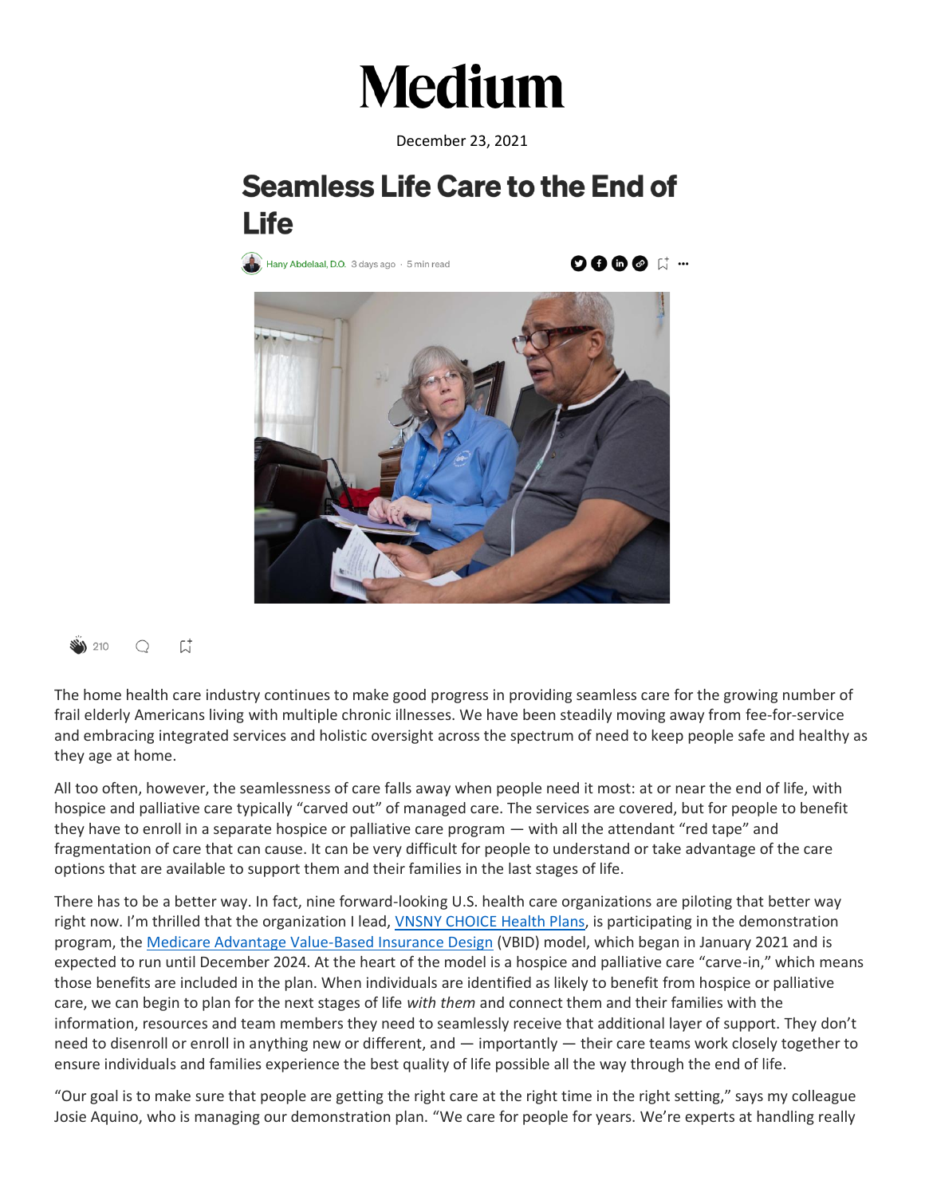Medium

December 23, 2021

# Seamless Life Care to the End of Life

Hany Abdelaal, D.O. 3 days ago · 5 min read

210

The home health care industry continues to make good progress in providing seamless care for the growing number of frail elderly Americans living with multiple chronic illnesses. We have been steadily moving away from fee-for-service and embracing integrated services and holistic oversight across the spectrum of need to keep people safe and healthy as they age at home.

All too often, however, the seamlessness of care falls away when people need it most: at or near the end of life, with hospice and palliative care typically "carved out" of managed care. The services are covered, but for people to benefit they have to enroll in a separate hospice or palliative care program — with all the attendant "red tape" and fragmentation of care that can cause. It can be very difficult for people to understand or take advantage of the care options that are available to support them and their families in the last stages of life.

There has to be a better way. In fact, nine forward-looking U.S. health care organizations are piloting that better way right now. I'm thrilled that the organization I lead, VNSNY CHOICE Health Plans, is participating in the demonstration program, the Medicare Advantage Value-Based Insurance Design (VBID) model, which began in January 2021 and is expected to run until December 2024. At the heart of the model is a hospice and palliative care "carve-in," which means those benefits are included in the plan. When individuals are identified as likely to benefit from hospice or palliative care, we can begin to plan for the next stages of life *with them* and connect them and their families with the information, resources and team members they need to seamlessly receive that additional layer of support. They don't need to disenroll or enroll in anything new or different, and — importantly — their care teams work closely together to ensure individuals and families experience the best quality of life possible all the way through the end of life.

"Our goal is to make sure that people are getting the right care at the right time in the right setting," says my colleague Josie Aquino, who is managing our demonstration plan. "We care for people for years. We're experts at handling really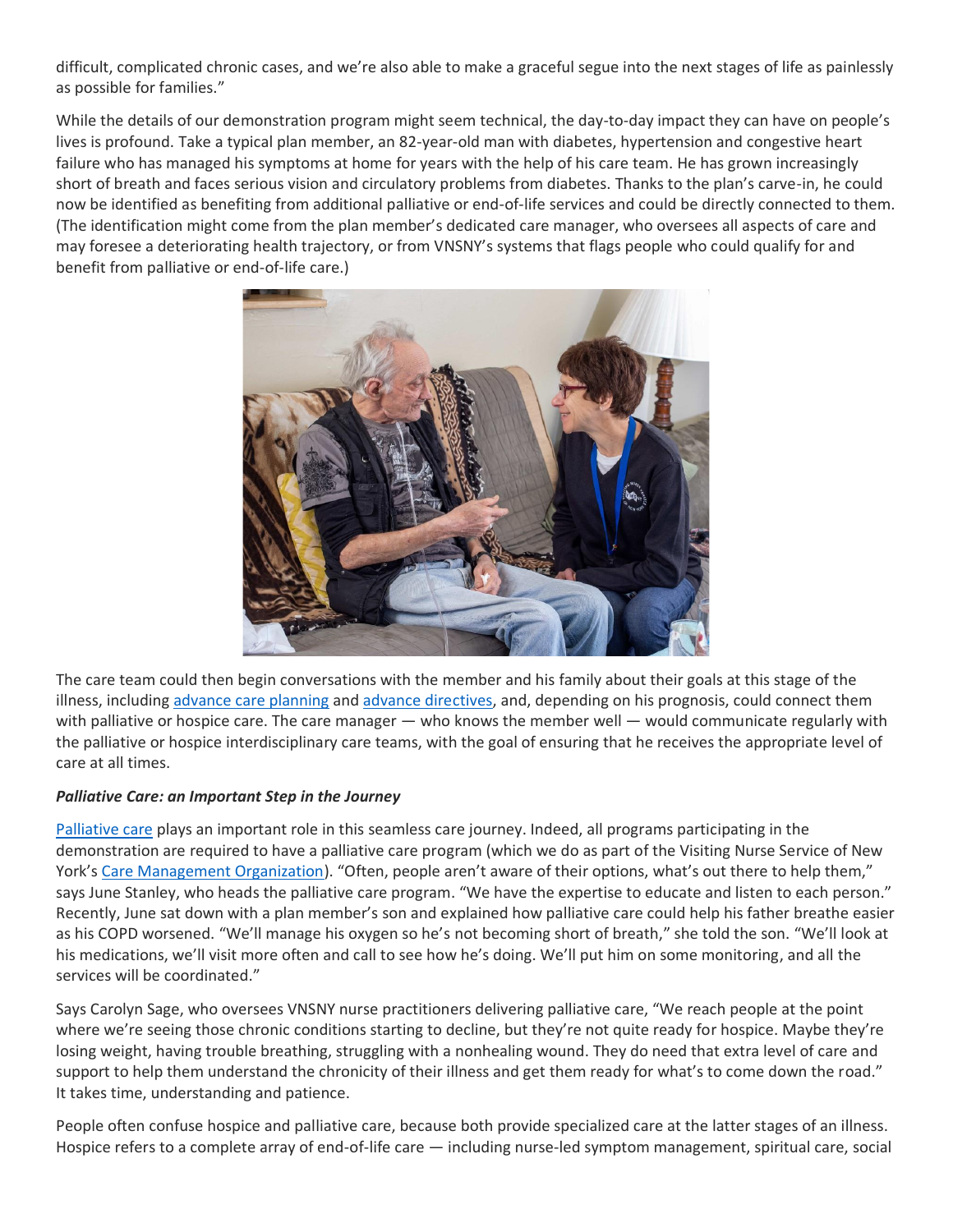difficult, complicated chronic cases, and we're also able to make a graceful segue into the next stages of life as painlessly as possible for families."

While the details of our demonstration program might seem technical, the day-to-day impact they can have on people's lives is profound. Take a typical plan member, an 82-year-old man with diabetes, hypertension and congestive heart failure who has managed his symptoms at home for years with the help of his care team. He has grown increasingly short of breath and faces serious vision and circulatory problems from diabetes. Thanks to the plan's carve-in, he could now be identified as benefiting from additional palliative or end-of-life services and could be directly connected to them. (The identification might come from the plan member's dedicated care manager, who oversees all aspects of care and may foresee a deteriorating health trajectory, or from VNSNY's systems that flags people who could qualify for and benefit from palliative or end-of-life care.)

The care team could then begin conversations with the member and his family about their goals at this stage of the illness, including advance care planning and advance directives, and, depending on his prognosis, could connect them with palliative or hospice care. The care manager — who knows the member well — would communicate regularly with the palliative or hospice interdisciplinary care teams, with the goal of ensuring that he receives the appropriate level of care at all times.

***Palliative Care: an Important Step in the Journey***

Palliative care plays an important role in this seamless care journey. Indeed, all programs participating in the demonstration are required to have a palliative care program (which we do as part of the Visiting Nurse Service of New York's Care Management Organization). "Often, people aren't aware of their options, what's out there to help them," says June Stanley, who heads the palliative care program. "We have the expertise to educate and listen to each person." Recently, June sat down with a plan member's son and explained how palliative care could help his father breathe easier as his COPD worsened. "We'll manage his oxygen so he's not becoming short of breath," she told the son. "We'll look at his medications, we'll visit more often and call to see how he's doing. We'll put him on some monitoring, and all the services will be coordinated."

Says Carolyn Sage, who oversees VNSNY nurse practitioners delivering palliative care, "We reach people at the point where we're seeing those chronic conditions starting to decline, but they're not quite ready for hospice. Maybe they're losing weight, having trouble breathing, struggling with a nonhealing wound. They do need that extra level of care and support to help them understand the chronicity of their illness and get them ready for what's to come down the road." It takes time, understanding and patience.

People often confuse hospice and palliative care, because both provide specialized care at the latter stages of an illness. Hospice refers to a complete array of end-of-life care — including nurse-led symptom management, spiritual care, social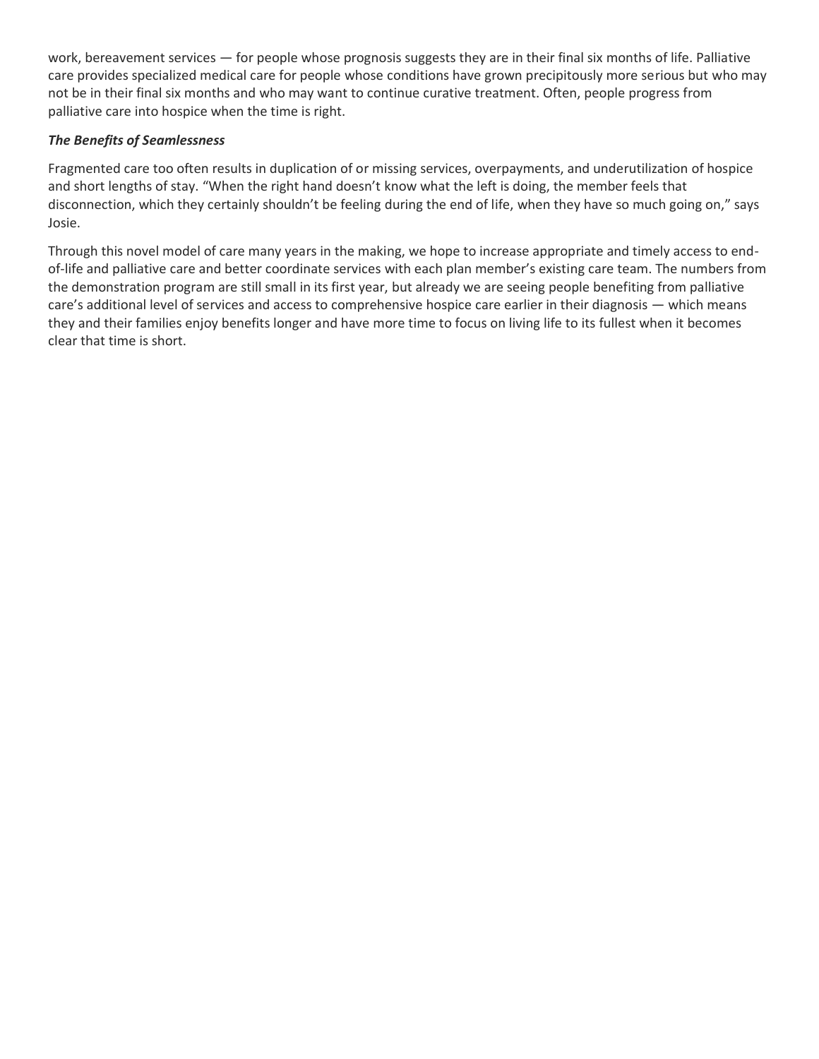work, bereavement services — for people whose prognosis suggests they are in their final six months of life. Palliative care provides specialized medical care for people whose conditions have grown precipitously more serious but who may not be in their final six months and who may want to continue curative treatment. Often, people progress from palliative care into hospice when the time is right.

***The Benefits of Seamlessness***

Fragmented care too often results in duplication of or missing services, overpayments, and underutilization of hospice and short lengths of stay. "When the right hand doesn't know what the left is doing, the member feels that disconnection, which they certainly shouldn't be feeling during the end of life, when they have so much going on," says Josie.

Through this novel model of care many years in the making, we hope to increase appropriate and timely access to end-of-life and palliative care and better coordinate services with each plan member's existing care team. The numbers from the demonstration program are still small in its first year, but already we are seeing people benefiting from palliative care's additional level of services and access to comprehensive hospice care earlier in their diagnosis — which means they and their families enjoy benefits longer and have more time to focus on living life to its fullest when it becomes clear that time is short.